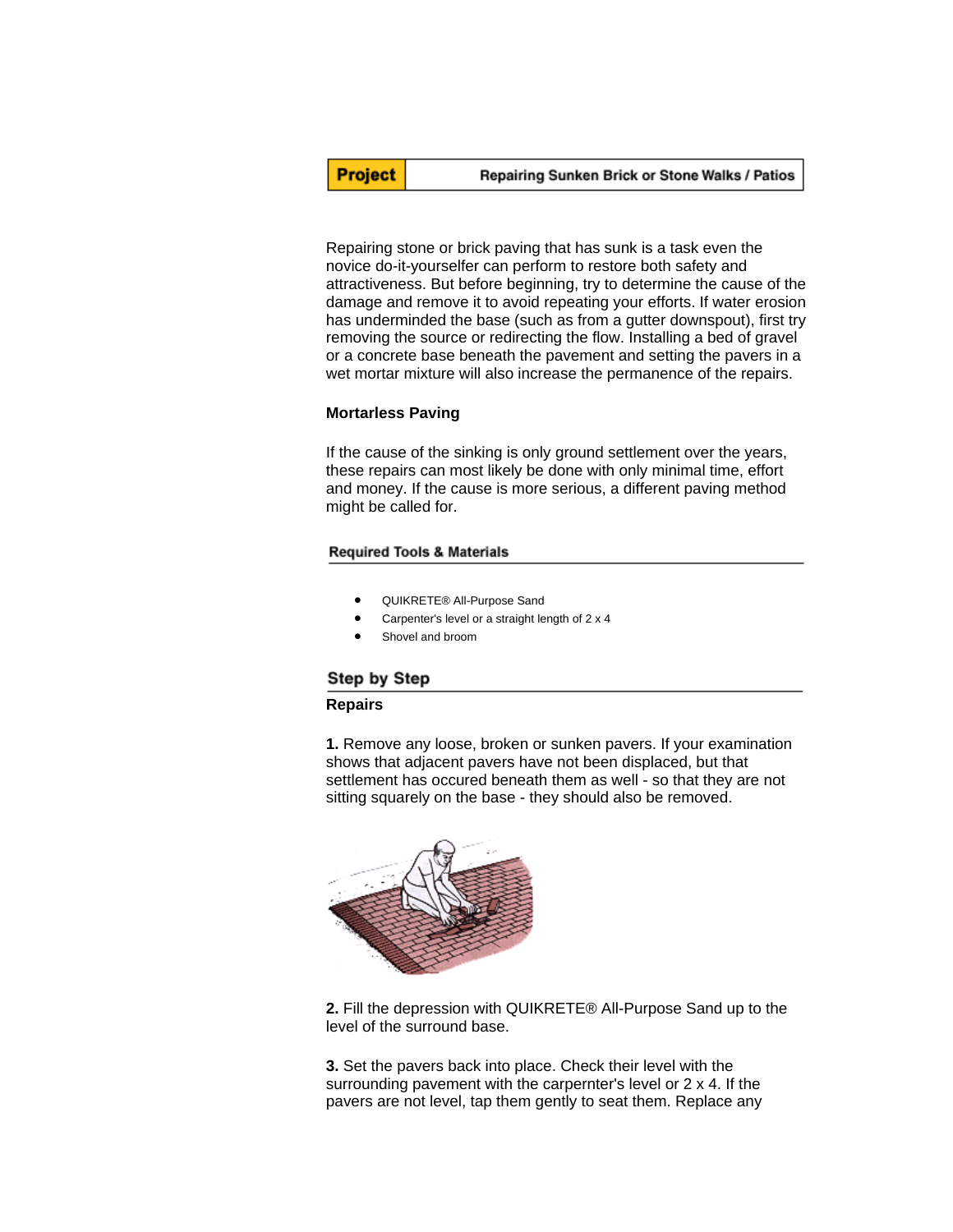**Project** | Repairing Sunken Brick or Stone Walks / Patios

Repairing stone or brick paving that has sunk is a task even the novice do-it-yourselfer can perform to restore both safety and attractiveness. But before beginning, try to determine the cause of the damage and remove it to avoid repeating your efforts. If water erosion has underminded the base (such as from a gutter downspout), first try removing the source or redirecting the flow. Installing a bed of gravel or a concrete base beneath the pavement and setting the pavers in a wet mortar mixture will also increase the permanence of the repairs.

### Mortarless Paving

If the cause of the sinking is only ground settlement over the years, these repairs can most likely be done with only minimal time, effort and money. If the cause is more serious, a different paving method might be called for.

#### Required Tools & Materials

- QUIKRETE® All-Purpose Sand
- Carpenter's level or a straight length of 2 x 4
- Shovel and broom

## Step by Step

### Repairs

**1.** Remove any loose, broken or sunken pavers. If your examination shows that adjacent pavers have not been displaced, but that settlement has occured beneath them as well - so that they are not sitting squarely on the base - they should also be removed.

**2.** Fill the depression with QUIKRETE® All-Purpose Sand up to the level of the surround base.

**3.** Set the pavers back into place. Check their level with the surrounding pavement with the carpernter's level or 2 x 4. If the pavers are not level, tap them gently to seat them. Replace any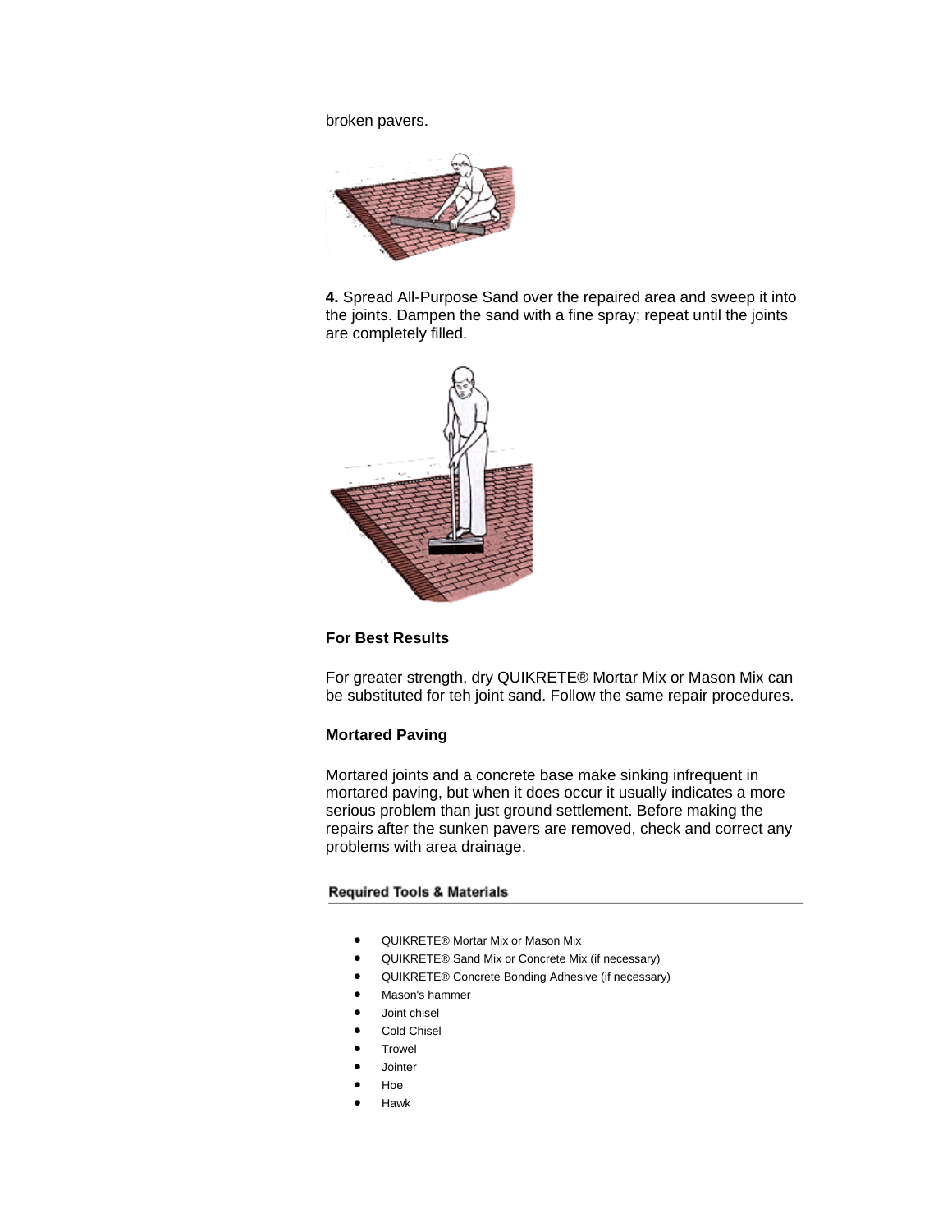broken pavers.

**4.** Spread All-Purpose Sand over the repaired area and sweep it into the joints. Dampen the sand with a fine spray; repeat until the joints are completely filled.

### For Best Results

For greater strength, dry QUIKRETE® Mortar Mix or Mason Mix can be substituted for teh joint sand. Follow the same repair procedures.

### Mortared Paving

Mortared joints and a concrete base make sinking infrequent in mortared paving, but when it does occur it usually indicates a more serious problem than just ground settlement. Before making the repairs after the sunken pavers are removed, check and correct any problems with area drainage.

#### Required Tools & Materials

- QUIKRETE® Mortar Mix or Mason Mix
- QUIKRETE® Sand Mix or Concrete Mix (if necessary)
- QUIKRETE® Concrete Bonding Adhesive (if necessary)
- Mason's hammer
- Joint chisel
- Cold Chisel
- Trowel
- Jointer
- Hoe
- Hawk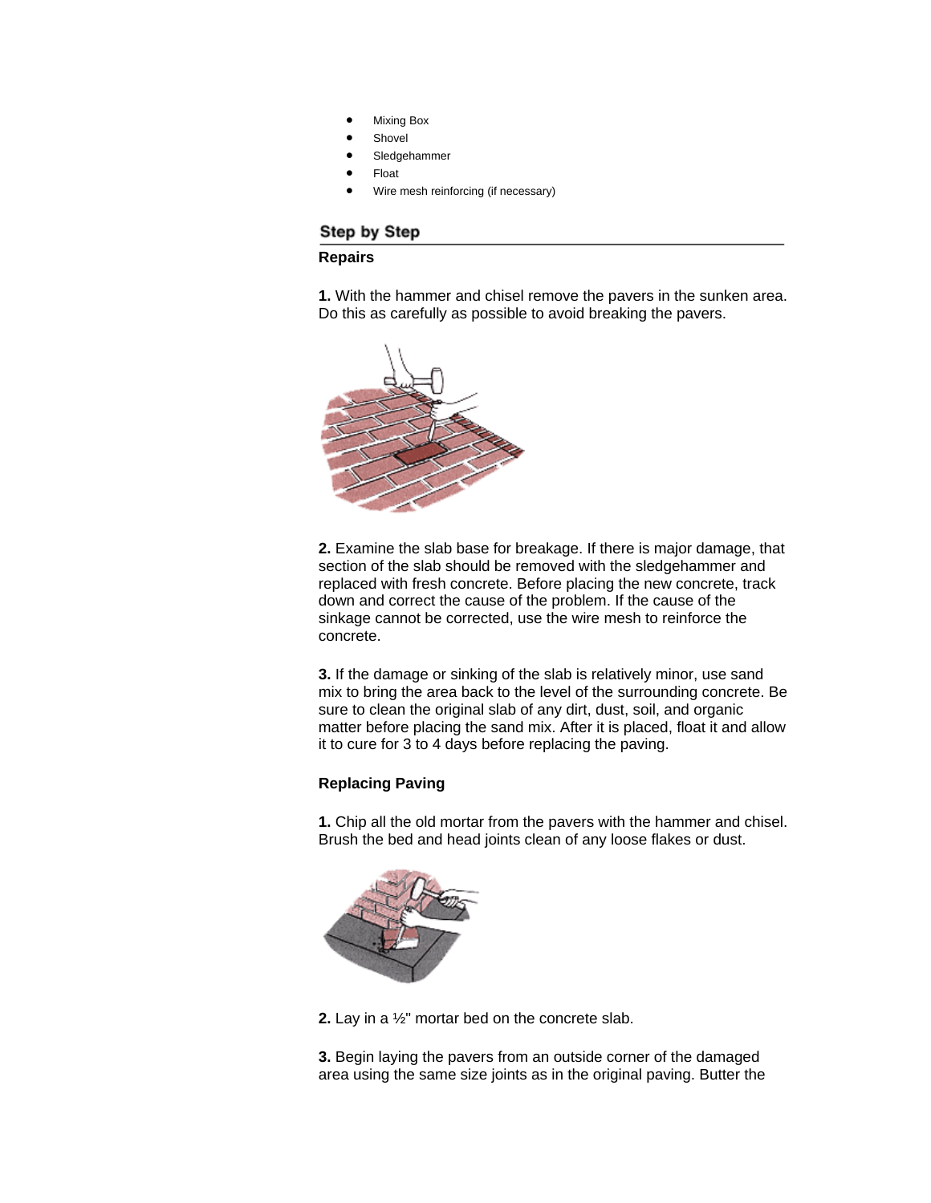- Mixing Box
- Shovel
- Sledgehammer
- Float
- Wire mesh reinforcing (if necessary)

## Step by Step

### Repairs

**1.** With the hammer and chisel remove the pavers in the sunken area. Do this as carefully as possible to avoid breaking the pavers.

**2.** Examine the slab base for breakage. If there is major damage, that section of the slab should be removed with the sledgehammer and replaced with fresh concrete. Before placing the new concrete, track down and correct the cause of the problem. If the cause of the sinkage cannot be corrected, use the wire mesh to reinforce the concrete.

**3.** If the damage or sinking of the slab is relatively minor, use sand mix to bring the area back to the level of the surrounding concrete. Be sure to clean the original slab of any dirt, dust, soil, and organic matter before placing the sand mix. After it is placed, float it and allow it to cure for 3 to 4 days before replacing the paving.

### Replacing Paving

**1.** Chip all the old mortar from the pavers with the hammer and chisel. Brush the bed and head joints clean of any loose flakes or dust.

**2.** Lay in a ½" mortar bed on the concrete slab.

**3.** Begin laying the pavers from an outside corner of the damaged area using the same size joints as in the original paving. Butter the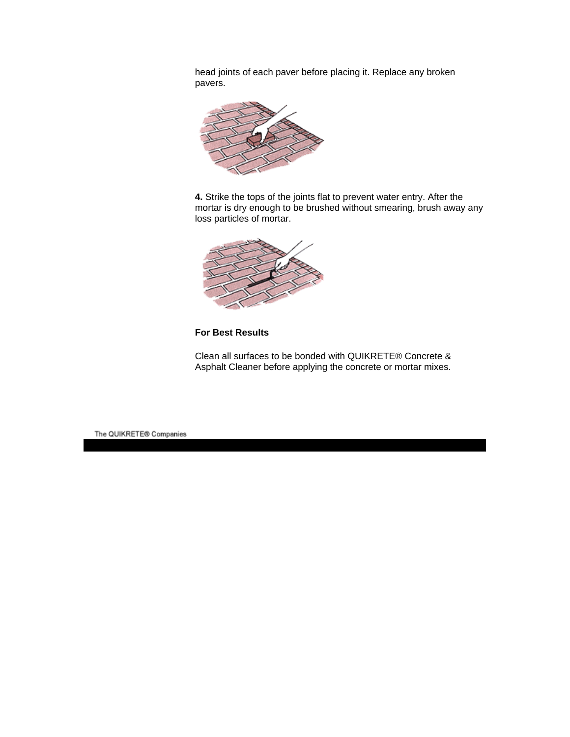head joints of each paver before placing it. Replace any broken pavers.

**4.** Strike the tops of the joints flat to prevent water entry. After the mortar is dry enough to be brushed without smearing, brush away any loss particles of mortar.

**For Best Results**

Clean all surfaces to be bonded with QUIKRETE® Concrete & Asphalt Cleaner before applying the concrete or mortar mixes.